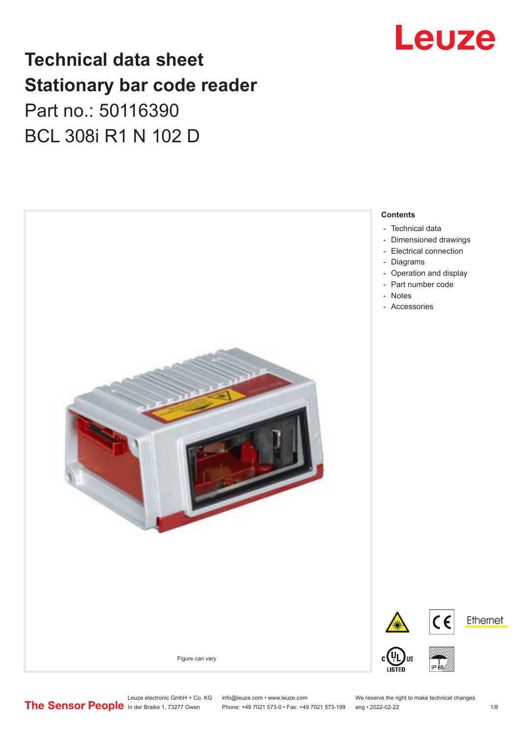# Technical data sheet
# Stationary bar code reader

Part no.: 50116390

BCL 308i R1 N 102 D

Figure can vary

**Contents**

- Technical data
- Dimensioned drawings
- Electrical connection
- Diagrams
- Operation and display
- Part number code
- Notes
- Accessories

Leuze electronic GmbH + Co. KG
In der Braike 1, 73277 Owen

info@leuze.com • www.leuze.com
Phone: +49 7021 573-0 • Fax: +49 7021 573-199

We reserve the right to make technical changes
eng • 2022-02-22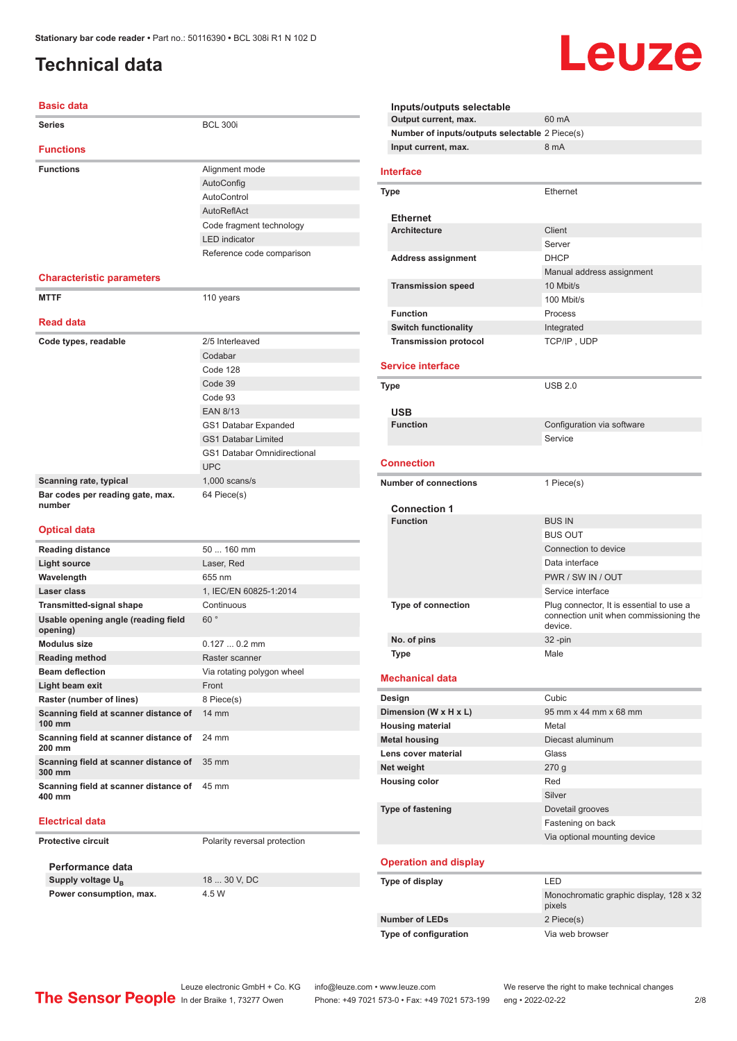# Technical data

## Basic data

| | |
|---|---|
| **Series** | BCL 300i |

## Functions

| | |
|---|---|
| **Functions** | Alignment mode |
| | AutoConfig |
| | AutoControl |
| | AutoReflAct |
| | Code fragment technology |
| | LED indicator |
| | Reference code comparison |

## Characteristic parameters

| | |
|---|---|
| **MTTF** | 110 years |

## Read data

| | |
|---|---|
| **Code types, readable** | 2/5 Interleaved |
| | Codabar |
| | Code 128 |
| | Code 39 |
| | Code 93 |
| | EAN 8/13 |
| | GS1 Databar Expanded |
| | GS1 Databar Limited |
| | GS1 Databar Omnidirectional |
| | UPC |
| **Scanning rate, typical** | 1,000 scans/s |
| **Bar codes per reading gate, max. number** | 64 Piece(s) |

## Optical data

| | |
|---|---|
| **Reading distance** | 50 ... 160 mm |
| **Light source** | Laser, Red |
| **Wavelength** | 655 nm |
| **Laser class** | 1, IEC/EN 60825-1:2014 |
| **Transmitted-signal shape** | Continuous |
| **Usable opening angle (reading field opening)** | 60 ° |
| **Modulus size** | 0.127 ... 0.2 mm |
| **Reading method** | Raster scanner |
| **Beam deflection** | Via rotating polygon wheel |
| **Light beam exit** | Front |
| **Raster (number of lines)** | 8 Piece(s) |
| **Scanning field at scanner distance of 100 mm** | 14 mm |
| **Scanning field at scanner distance of 200 mm** | 24 mm |
| **Scanning field at scanner distance of 300 mm** | 35 mm |
| **Scanning field at scanner distance of 400 mm** | 45 mm |

## Electrical data

| | |
|---|---|
| **Protective circuit** | Polarity reversal protection |

### Performance data

| | |
|---|---|
| **Supply voltage $U_B$** | 18 ... 30 V, DC |
| **Power consumption, max.** | 4.5 W |

### Inputs/outputs selectable

| | |
|---|---|
| **Output current, max.** | 60 mA |
| **Number of inputs/outputs selectable** | 2 Piece(s) |
| **Input current, max.** | 8 mA |

## Interface

| | |
|---|---|
| **Type** | Ethernet |

### Ethernet

| | |
|---|---|
| **Architecture** | Client |
| | Server |
| **Address assignment** | DHCP |
| | Manual address assignment |
| **Transmission speed** | 10 Mbit/s |
| | 100 Mbit/s |
| **Function** | Process |
| **Switch functionality** | Integrated |
| **Transmission protocol** | TCP/IP , UDP |

## Service interface

| | |
|---|---|
| **Type** | USB 2.0 |

### USB

| | |
|---|---|
| **Function** | Configuration via software |
| | Service |

## Connection

| | |
|---|---|
| **Number of connections** | 1 Piece(s) |

### Connection 1

| | |
|---|---|
| **Function** | BUS IN |
| | BUS OUT |
| | Connection to device |
| | Data interface |
| | PWR / SW IN / OUT |
| | Service interface |
| **Type of connection** | Plug connector, It is essential to use a connection unit when commissioning the device. |
| **No. of pins** | 32 -pin |
| **Type** | Male |

## Mechanical data

| | |
|---|---|
| **Design** | Cubic |
| **Dimension (W x H x L)** | 95 mm x 44 mm x 68 mm |
| **Housing material** | Metal |
| **Metal housing** | Diecast aluminum |
| **Lens cover material** | Glass |
| **Net weight** | 270 g |
| **Housing color** | Red |
| | Silver |
| **Type of fastening** | Dovetail grooves |
| | Fastening on back |
| | Via optional mounting device |

## Operation and display

| | |
|---|---|
| **Type of display** | LED |
| | Monochromatic graphic display, 128 x 32 pixels |
| **Number of LEDs** | 2 Piece(s) |
| **Type of configuration** | Via web browser |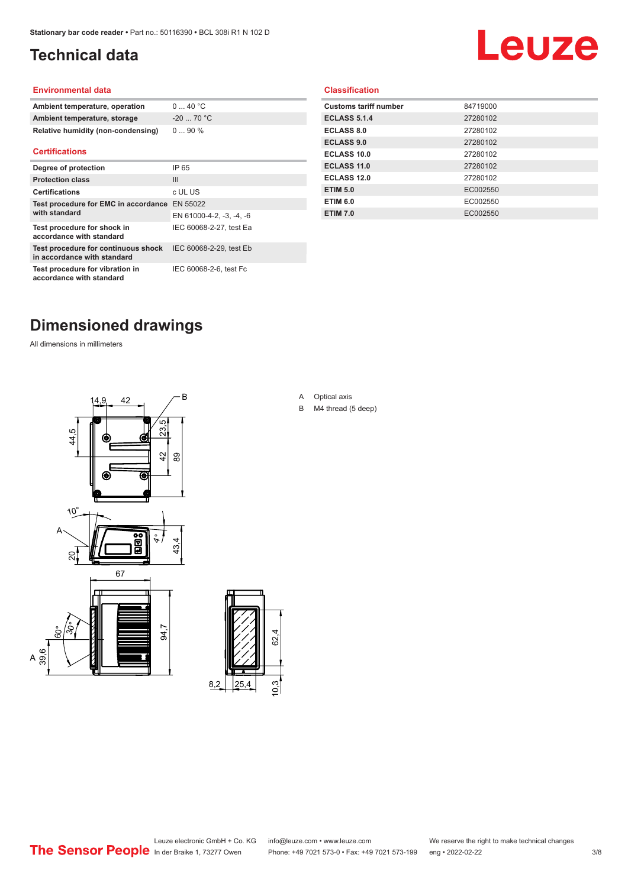# Technical data

## Environmental data

| | |
|---|---|
| **Ambient temperature, operation** | 0 ... 40 °C |
| **Ambient temperature, storage** | -20 ... 70 °C |
| **Relative humidity (non-condensing)** | 0 ... 90 % |

## Certifications

| | |
|---|---|
| **Degree of protection** | IP 65 |
| **Protection class** | III |
| **Certifications** | c UL US |
| **Test procedure for EMC in accordance with standard** | EN 55022 |
| | EN 61000-4-2, -3, -4, -6 |
| **Test procedure for shock in accordance with standard** | IEC 60068-2-27, test Ea |
| **Test procedure for continuous shock in accordance with standard** | IEC 60068-2-29, test Eb |
| **Test procedure for vibration in accordance with standard** | IEC 60068-2-6, test Fc |

## Classification

| | |
|---|---|
| **Customs tariff number** | 84719000 |
| **ECLASS 5.1.4** | 27280102 |
| **ECLASS 8.0** | 27280102 |
| **ECLASS 9.0** | 27280102 |
| **ECLASS 10.0** | 27280102 |
| **ECLASS 11.0** | 27280102 |
| **ECLASS 12.0** | 27280102 |
| **ETIM 5.0** | EC002550 |
| **ETIM 6.0** | EC002550 |
| **ETIM 7.0** | EC002550 |

# Dimensioned drawings

All dimensions in millimeters

A Optical axis

B M4 thread (5 deep)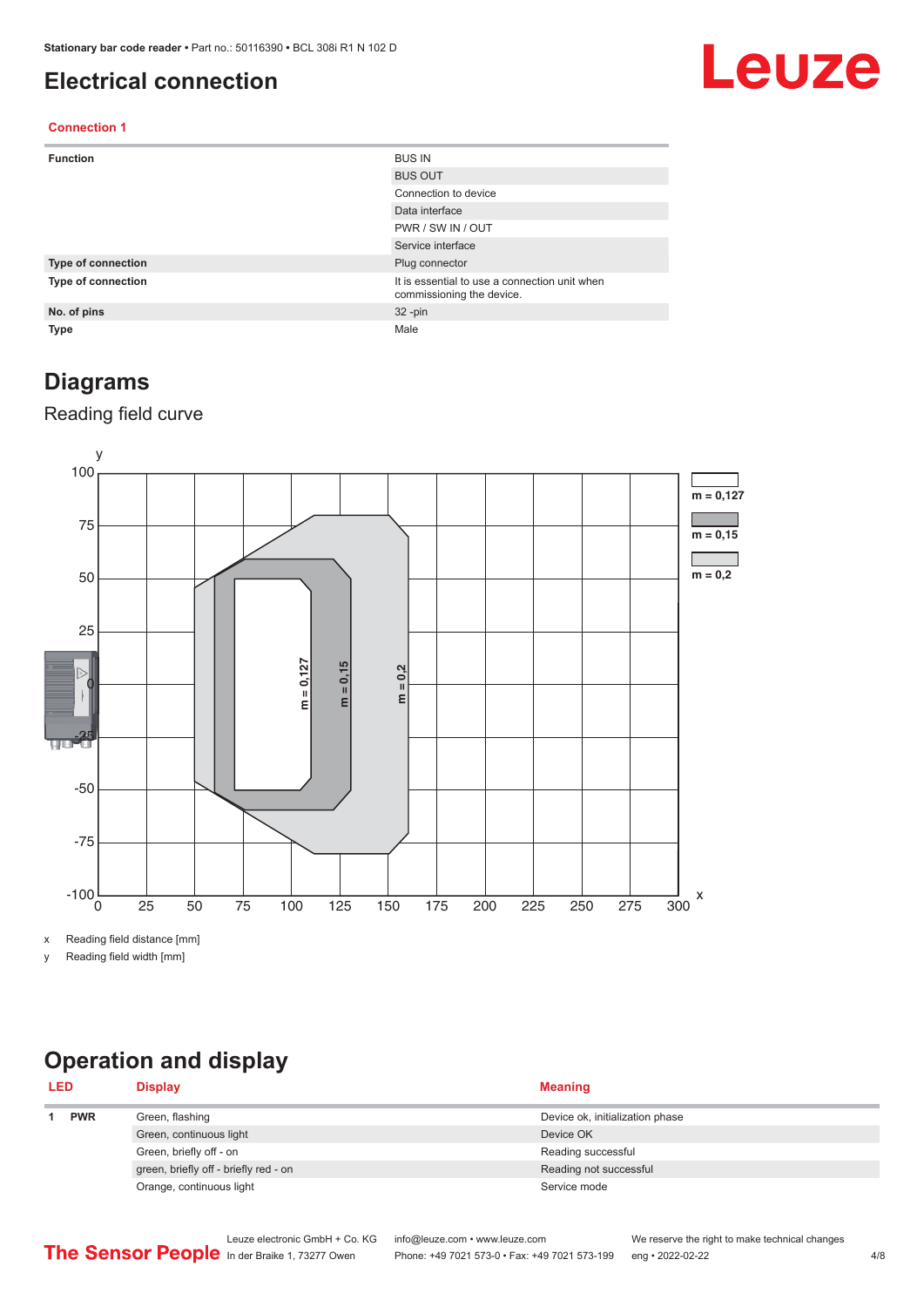# Electrical connection

### Connection 1

| | |
|---|---|
| **Function** | BUS IN |
| | BUS OUT |
| | Connection to device |
| | Data interface |
| | PWR / SW IN / OUT |
| | Service interface |
| **Type of connection** | Plug connector |
| **Type of connection** | It is essential to use a connection unit when commissioning the device. |
| **No. of pins** | 32 -pin |
| **Type** | Male |

# Diagrams

## Reading field curve

x Reading field distance [mm]

y Reading field width [mm]

# Operation and display

| LED | | Display | Meaning |
|---|---|---|---|
| 1 | PWR | Green, flashing | Device ok, initialization phase |
| | | Green, continuous light | Device OK |
| | | Green, briefly off - on | Reading successful |
| | | green, briefly off - briefly red - on | Reading not successful |
| | | Orange, continuous light | Service mode |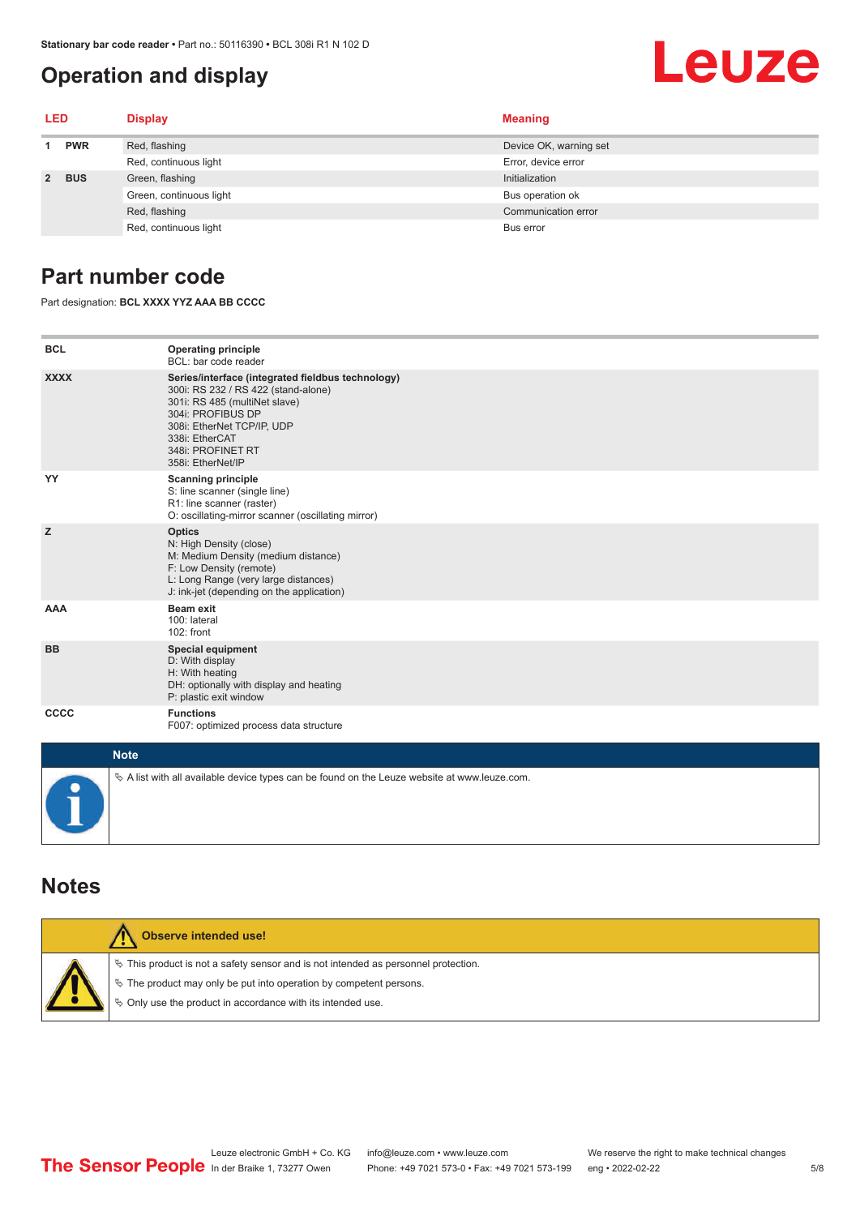# Operation and display

| LED | | Display | Meaning |
|---|---|---|---|
| 1 | PWR | Red, flashing | Device OK, warning set |
| | | Red, continuous light | Error, device error |
| 2 | BUS | Green, flashing | Initialization |
| | | Green, continuous light | Bus operation ok |
| | | Red, flashing | Communication error |
| | | Red, continuous light | Bus error |

# Part number code

Part designation: **BCL XXXX YYZ AAA BB CCCC**

| | |
|---|---|
| **BCL** | **Operating principle**<br>BCL: bar code reader |
| **XXXX** | **Series/interface (integrated fieldbus technology)**<br>300i: RS 232 / RS 422 (stand-alone)<br>301i: RS 485 (multiNet slave)<br>304i: PROFIBUS DP<br>308i: EtherNet TCP/IP, UDP<br>338i: EtherCAT<br>348i: PROFINET RT<br>358i: EtherNet/IP |
| **YY** | **Scanning principle**<br>S: line scanner (single line)<br>R1: line scanner (raster)<br>O: oscillating-mirror scanner (oscillating mirror) |
| **Z** | **Optics**<br>N: High Density (close)<br>M: Medium Density (medium distance)<br>F: Low Density (remote)<br>L: Long Range (very large distances)<br>J: ink-jet (depending on the application) |
| **AAA** | **Beam exit**<br>100: lateral<br>102: front |
| **BB** | **Special equipment**<br>D: With display<br>H: With heating<br>DH: optionally with display and heating<br>P: plastic exit window |
| **CCCC** | **Functions**<br>F007: optimized process data structure |

**Note**

- A list with all available device types can be found on the Leuze website at www.leuze.com.

# Notes

**Observe intended use!**

- This product is not a safety sensor and is not intended as personnel protection.
- The product may only be put into operation by competent persons.
- Only use the product in accordance with its intended use.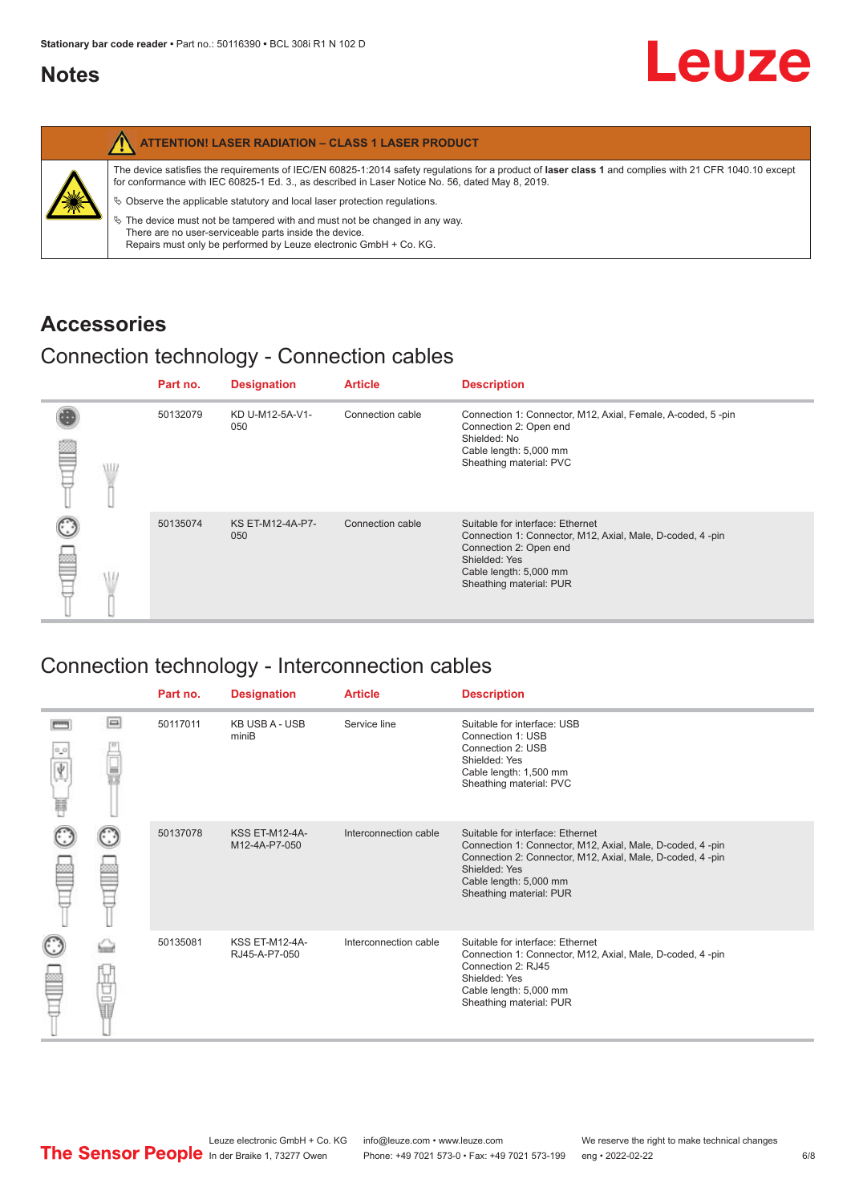## Notes

**ATTENTION! LASER RADIATION – CLASS 1 LASER PRODUCT**

The device satisfies the requirements of IEC/EN 60825-1:2014 safety regulations for a product of **laser class 1** and complies with 21 CFR 1040.10 except for conformance with IEC 60825-1 Ed. 3., as described in Laser Notice No. 56, dated May 8, 2019.

- Observe the applicable statutory and local laser protection regulations.
- The device must not be tampered with and must not be changed in any way.
  There are no user-serviceable parts inside the device.
  Repairs must only be performed by Leuze electronic GmbH + Co. KG.

## Accessories

### Connection technology - Connection cables

| Part no. | Designation | Article | Description |
|---|---|---|---|
| 50132079 | KD U-M12-5A-V1-050 | Connection cable | Connection 1: Connector, M12, Axial, Female, A-coded, 5 -pin<br>Connection 2: Open end<br>Shielded: No<br>Cable length: 5,000 mm<br>Sheathing material: PVC |
| 50135074 | KS ET-M12-4A-P7-050 | Connection cable | Suitable for interface: Ethernet<br>Connection 1: Connector, M12, Axial, Male, D-coded, 4 -pin<br>Connection 2: Open end<br>Shielded: Yes<br>Cable length: 5,000 mm<br>Sheathing material: PUR |

### Connection technology - Interconnection cables

| Part no. | Designation | Article | Description |
|---|---|---|---|
| 50117011 | KB USB A - USB miniB | Service line | Suitable for interface: USB<br>Connection 1: USB<br>Connection 2: USB<br>Shielded: Yes<br>Cable length: 1,500 mm<br>Sheathing material: PVC |
| 50137078 | KSS ET-M12-4A-M12-4A-P7-050 | Interconnection cable | Suitable for interface: Ethernet<br>Connection 1: Connector, M12, Axial, Male, D-coded, 4 -pin<br>Connection 2: Connector, M12, Axial, Male, D-coded, 4 -pin<br>Shielded: Yes<br>Cable length: 5,000 mm<br>Sheathing material: PUR |
| 50135081 | KSS ET-M12-4A-RJ45-A-P7-050 | Interconnection cable | Suitable for interface: Ethernet<br>Connection 1: Connector, M12, Axial, Male, D-coded, 4 -pin<br>Connection 2: RJ45<br>Shielded: Yes<br>Cable length: 5,000 mm<br>Sheathing material: PUR |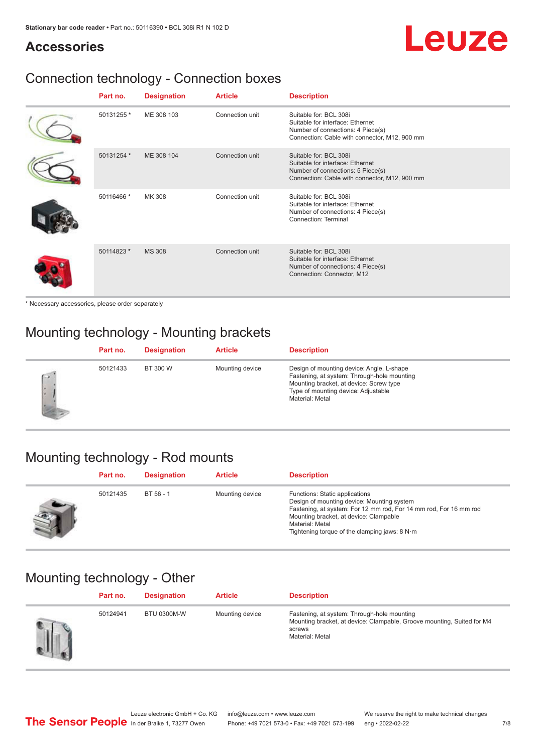# Accessories

## Connection technology - Connection boxes

| Part no. | Designation | Article | Description |
|---|---|---|---|
| 50131255 * | ME 308 103 | Connection unit | Suitable for: BCL 308i<br>Suitable for interface: Ethernet<br>Number of connections: 4 Piece(s)<br>Connection: Cable with connector, M12, 900 mm |
| 50131254 * | ME 308 104 | Connection unit | Suitable for: BCL 308i<br>Suitable for interface: Ethernet<br>Number of connections: 5 Piece(s)<br>Connection: Cable with connector, M12, 900 mm |
| 50116466 * | MK 308 | Connection unit | Suitable for: BCL 308i<br>Suitable for interface: Ethernet<br>Number of connections: 4 Piece(s)<br>Connection: Terminal |
| 50114823 * | MS 308 | Connection unit | Suitable for: BCL 308i<br>Suitable for interface: Ethernet<br>Number of connections: 4 Piece(s)<br>Connection: Connector, M12 |

* Necessary accessories, please order separately

## Mounting technology - Mounting brackets

| Part no. | Designation | Article | Description |
|---|---|---|---|
| 50121433 | BT 300 W | Mounting device | Design of mounting device: Angle, L-shape<br>Fastening, at system: Through-hole mounting<br>Mounting bracket, at device: Screw type<br>Type of mounting device: Adjustable<br>Material: Metal |

## Mounting technology - Rod mounts

| Part no. | Designation | Article | Description |
|---|---|---|---|
| 50121435 | BT 56 - 1 | Mounting device | Functions: Static applications<br>Design of mounting device: Mounting system<br>Fastening, at system: For 12 mm rod, For 14 mm rod, For 16 mm rod<br>Mounting bracket, at device: Clampable<br>Material: Metal<br>Tightening torque of the clamping jaws: 8 N·m |

## Mounting technology - Other

| Part no. | Designation | Article | Description |
|---|---|---|---|
| 50124941 | BTU 0300M-W | Mounting device | Fastening, at system: Through-hole mounting<br>Mounting bracket, at device: Clampable, Groove mounting, Suited for M4 screws<br>Material: Metal |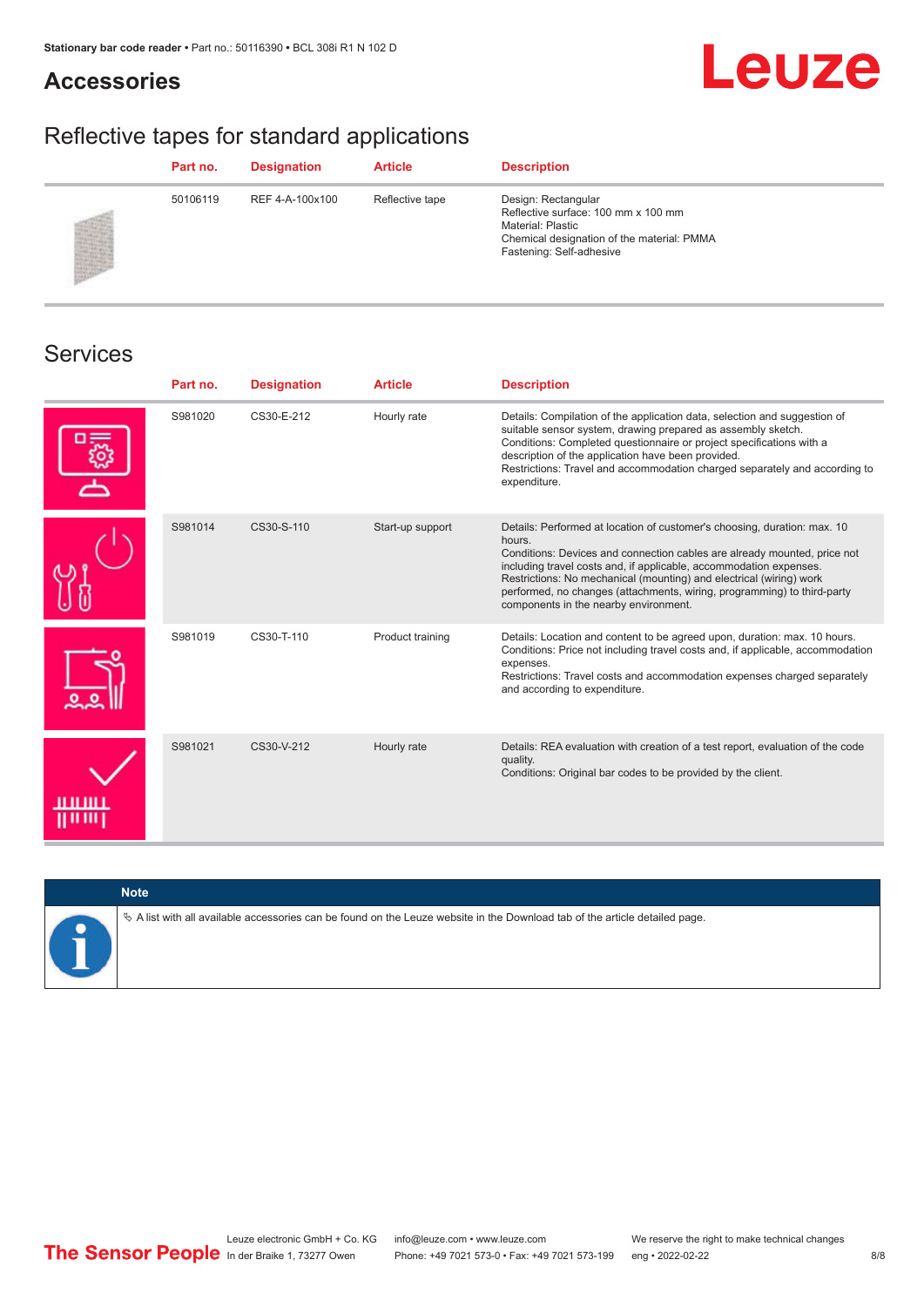## Accessories

### Reflective tapes for standard applications

| | Part no. | Designation | Article | Description |
|---|---|---|---|---|
| | 50106119 | REF 4-A-100x100 | Reflective tape | Design: Rectangular<br>Reflective surface: 100 mm x 100 mm<br>Material: Plastic<br>Chemical designation of the material: PMMA<br>Fastening: Self-adhesive |

### Services

| | Part no. | Designation | Article | Description |
|---|---|---|---|---|
| | S981020 | CS30-E-212 | Hourly rate | Details: Compilation of the application data, selection and suggestion of suitable sensor system, drawing prepared as assembly sketch.<br>Conditions: Completed questionnaire or project specifications with a description of the application have been provided.<br>Restrictions: Travel and accommodation charged separately and according to expenditure. |
| | S981014 | CS30-S-110 | Start-up support | Details: Performed at location of customer's choosing, duration: max. 10 hours.<br>Conditions: Devices and connection cables are already mounted, price not including travel costs and, if applicable, accommodation expenses.<br>Restrictions: No mechanical (mounting) and electrical (wiring) work performed, no changes (attachments, wiring, programming) to third-party components in the nearby environment. |
| | S981019 | CS30-T-110 | Product training | Details: Location and content to be agreed upon, duration: max. 10 hours.<br>Conditions: Price not including travel costs and, if applicable, accommodation expenses.<br>Restrictions: Travel costs and accommodation expenses charged separately and according to expenditure. |
| | S981021 | CS30-V-212 | Hourly rate | Details: REA evaluation with creation of a test report, evaluation of the code quality.<br>Conditions: Original bar codes to be provided by the client. |

**Note**

A list with all available accessories can be found on the Leuze website in the Download tab of the article detailed page.